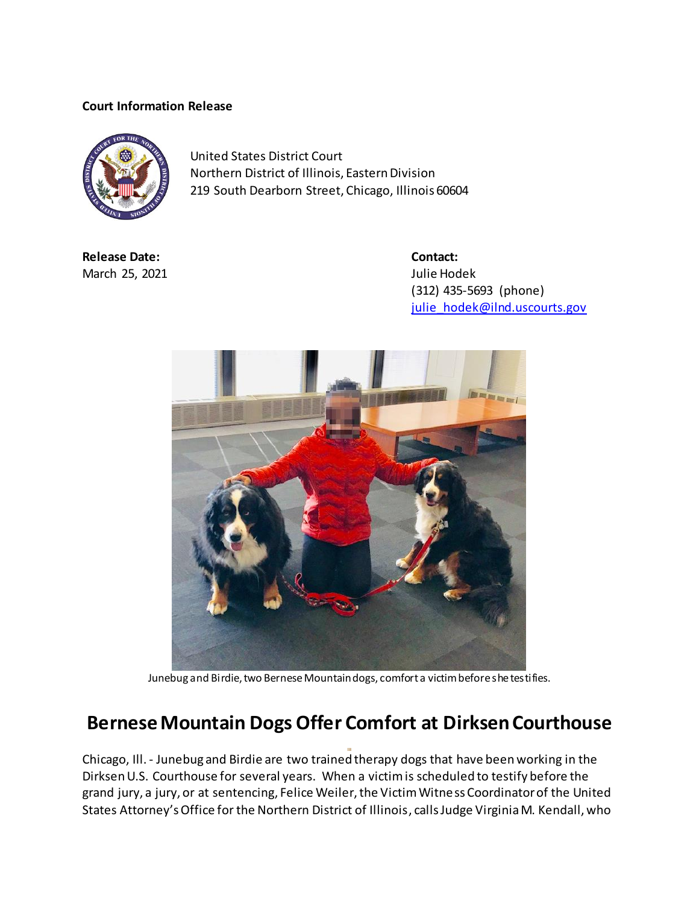**Court Information Release**

United States District Court
Northern District of Illinois, Eastern Division
219 South Dearborn Street, Chicago, Illinois 60604

**Release Date:**
March 25, 2021

**Contact:**
Julie Hodek
(312) 435-5693 (phone)
julie_hodek@ilnd.uscourts.gov

Junebug and Birdie, two Bernese Mountain dogs, comfort a victim before she testifies.

# Bernese Mountain Dogs Offer Comfort at Dirksen Courthouse

Chicago, Ill. - Junebug and Birdie are two trained therapy dogs that have been working in the Dirksen U.S. Courthouse for several years. When a victim is scheduled to testify before the grand jury, a jury, or at sentencing, Felice Weiler, the Victim Witness Coordinator of the United States Attorney's Office for the Northern District of Illinois, calls Judge Virginia M. Kendall, who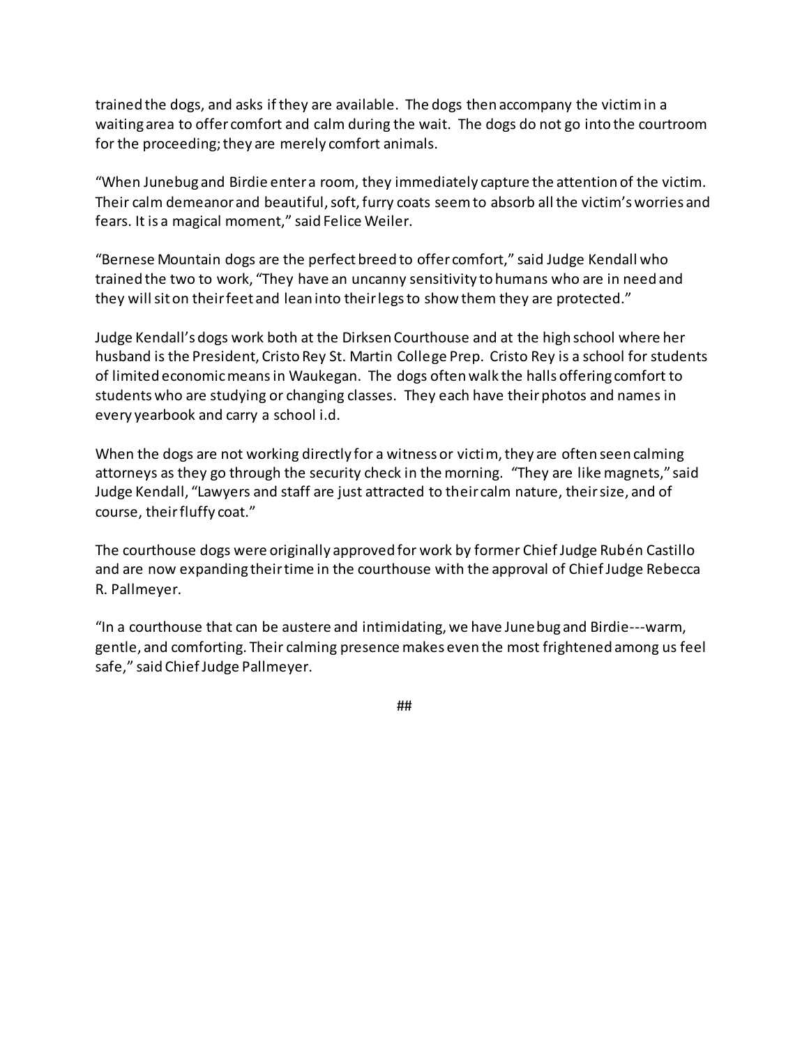trained the dogs, and asks if they are available. The dogs then accompany the victim in a waiting area to offer comfort and calm during the wait. The dogs do not go into the courtroom for the proceeding; they are merely comfort animals.

"When Junebug and Birdie enter a room, they immediately capture the attention of the victim. Their calm demeanor and beautiful, soft, furry coats seem to absorb all the victim's worries and fears. It is a magical moment," said Felice Weiler.

"Bernese Mountain dogs are the perfect breed to offer comfort," said Judge Kendall who trained the two to work, "They have an uncanny sensitivity to humans who are in need and they will sit on their feet and lean into their legs to show them they are protected."

Judge Kendall's dogs work both at the Dirksen Courthouse and at the high school where her husband is the President, Cristo Rey St. Martin College Prep. Cristo Rey is a school for students of limited economic means in Waukegan. The dogs often walk the halls offering comfort to students who are studying or changing classes. They each have their photos and names in every yearbook and carry a school i.d.

When the dogs are not working directly for a witness or victim, they are often seen calming attorneys as they go through the security check in the morning. "They are like magnets," said Judge Kendall, "Lawyers and staff are just attracted to their calm nature, their size, and of course, their fluffy coat."

The courthouse dogs were originally approved for work by former Chief Judge Rubén Castillo and are now expanding their time in the courthouse with the approval of Chief Judge Rebecca R. Pallmeyer.

"In a courthouse that can be austere and intimidating, we have Junebug and Birdie---warm, gentle, and comforting. Their calming presence makes even the most frightened among us feel safe," said Chief Judge Pallmeyer.

##